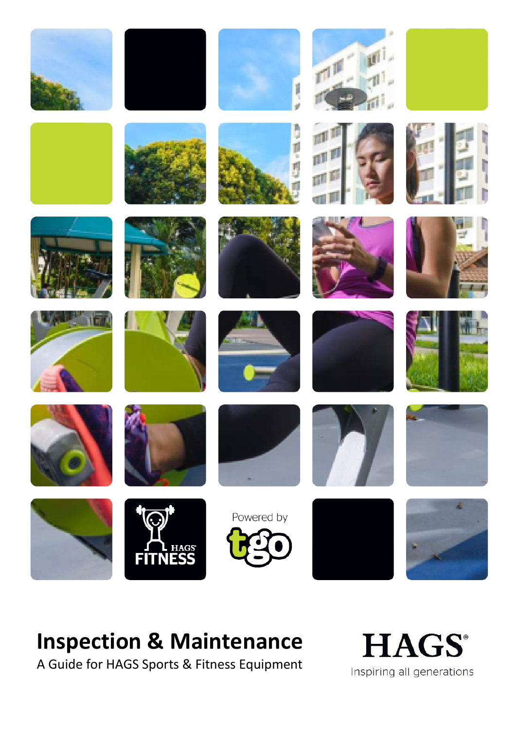HAGS FITNESS

Powered by tgo

# Inspection & Maintenance

A Guide for HAGS Sports & Fitness Equipment

HAGS®

Inspiring all generations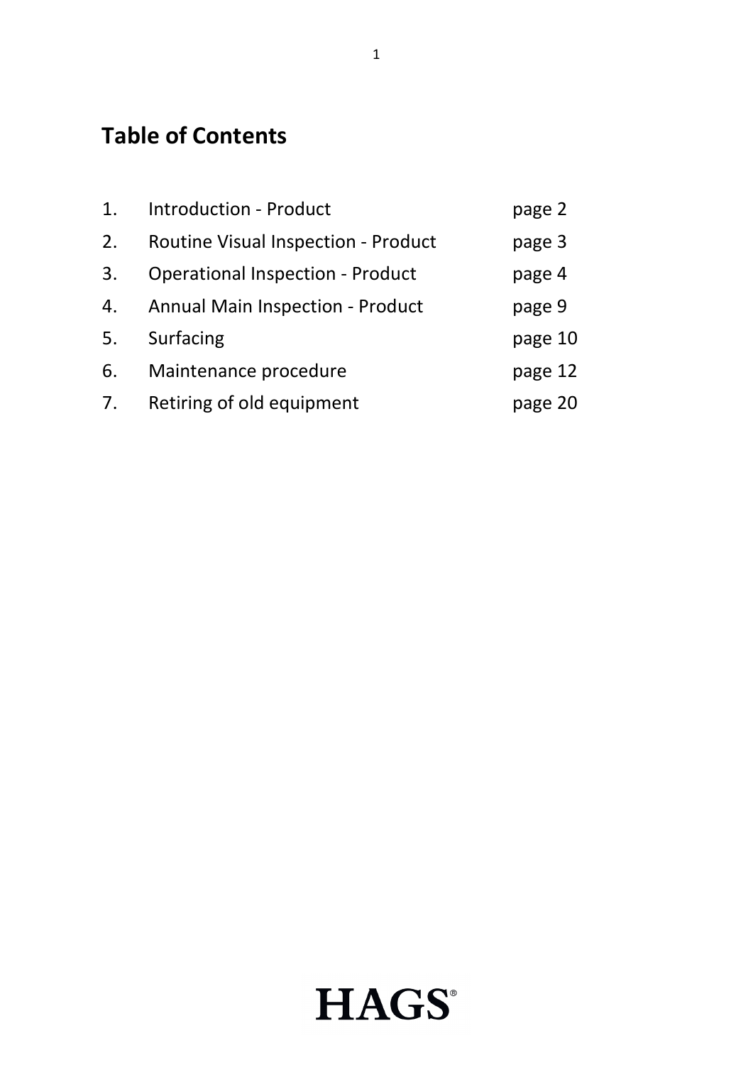## Table of Contents

| | | |
|---|---|---|
| 1. | Introduction - Product | page 2 |
| 2. | Routine Visual Inspection - Product | page 3 |
| 3. | Operational Inspection - Product | page 4 |
| 4. | Annual Main Inspection - Product | page 9 |
| 5. | Surfacing | page 10 |
| 6. | Maintenance procedure | page 12 |
| 7. | Retiring of old equipment | page 20 |

HAGS®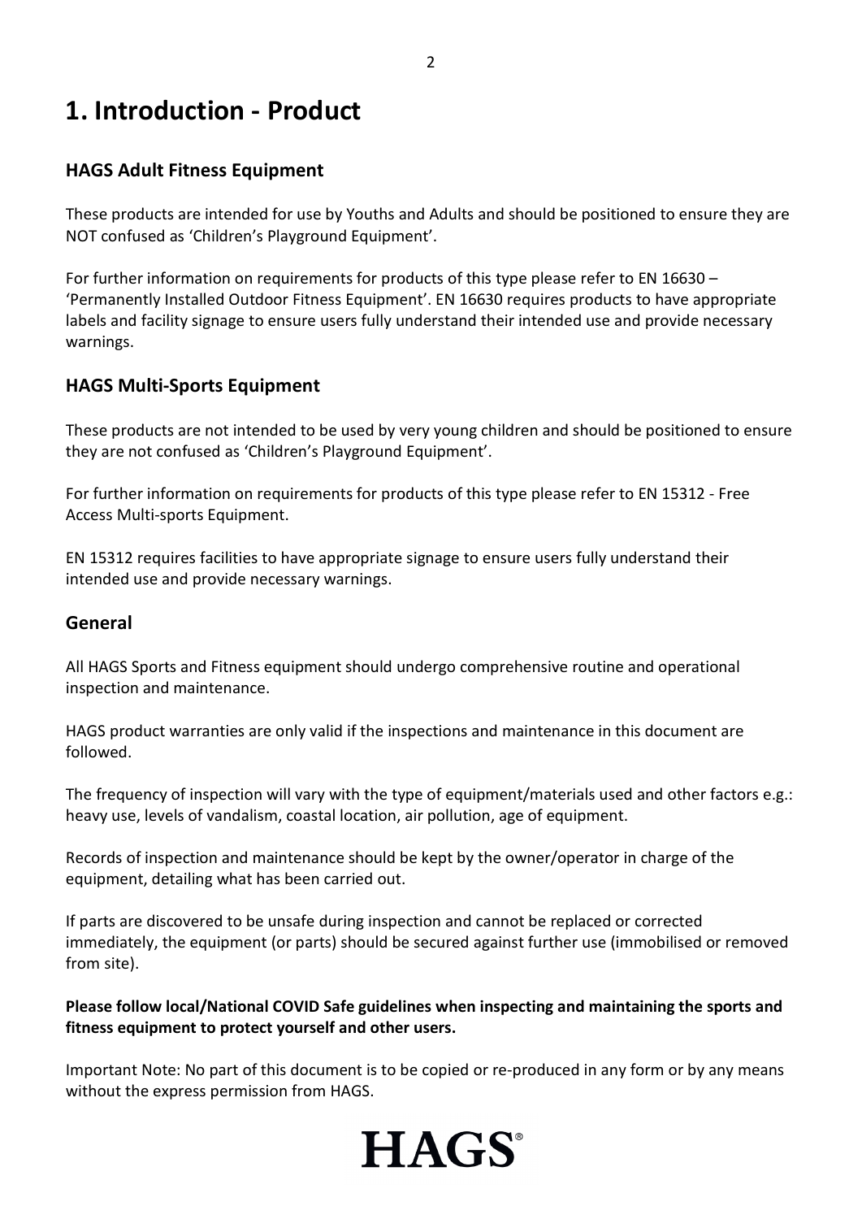# 1. Introduction - Product

## HAGS Adult Fitness Equipment

These products are intended for use by Youths and Adults and should be positioned to ensure they are NOT confused as 'Children's Playground Equipment'.

For further information on requirements for products of this type please refer to EN 16630 – 'Permanently Installed Outdoor Fitness Equipment'. EN 16630 requires products to have appropriate labels and facility signage to ensure users fully understand their intended use and provide necessary warnings.

## HAGS Multi-Sports Equipment

These products are not intended to be used by very young children and should be positioned to ensure they are not confused as 'Children's Playground Equipment'.

For further information on requirements for products of this type please refer to EN 15312 - Free Access Multi-sports Equipment.

EN 15312 requires facilities to have appropriate signage to ensure users fully understand their intended use and provide necessary warnings.

## General

All HAGS Sports and Fitness equipment should undergo comprehensive routine and operational inspection and maintenance.

HAGS product warranties are only valid if the inspections and maintenance in this document are followed.

The frequency of inspection will vary with the type of equipment/materials used and other factors e.g.: heavy use, levels of vandalism, coastal location, air pollution, age of equipment.

Records of inspection and maintenance should be kept by the owner/operator in charge of the equipment, detailing what has been carried out.

If parts are discovered to be unsafe during inspection and cannot be replaced or corrected immediately, the equipment (or parts) should be secured against further use (immobilised or removed from site).

**Please follow local/National COVID Safe guidelines when inspecting and maintaining the sports and fitness equipment to protect yourself and other users.**

Important Note: No part of this document is to be copied or re-produced in any form or by any means without the express permission from HAGS.

HAGS®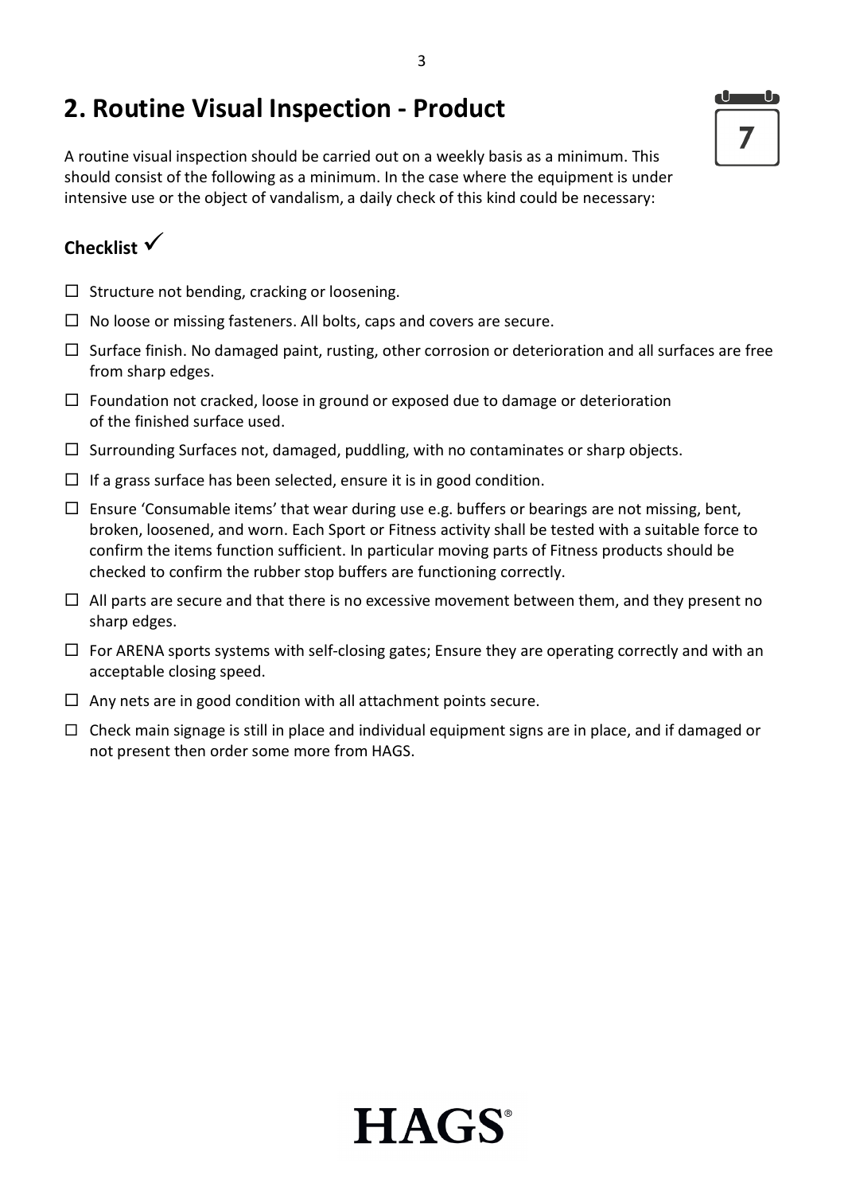## 2. Routine Visual Inspection - Product

A routine visual inspection should be carried out on a weekly basis as a minimum. This should consist of the following as a minimum. In the case where the equipment is under intensive use or the object of vandalism, a daily check of this kind could be necessary:

### Checklist ✓

- ☐ Structure not bending, cracking or loosening.
- ☐ No loose or missing fasteners. All bolts, caps and covers are secure.
- ☐ Surface finish. No damaged paint, rusting, other corrosion or deterioration and all surfaces are free from sharp edges.
- ☐ Foundation not cracked, loose in ground or exposed due to damage or deterioration of the finished surface used.
- ☐ Surrounding Surfaces not, damaged, puddling, with no contaminates or sharp objects.
- ☐ If a grass surface has been selected, ensure it is in good condition.
- ☐ Ensure 'Consumable items' that wear during use e.g. buffers or bearings are not missing, bent, broken, loosened, and worn. Each Sport or Fitness activity shall be tested with a suitable force to confirm the items function sufficient. In particular moving parts of Fitness products should be checked to confirm the rubber stop buffers are functioning correctly.
- ☐ All parts are secure and that there is no excessive movement between them, and they present no sharp edges.
- ☐ For ARENA sports systems with self-closing gates; Ensure they are operating correctly and with an acceptable closing speed.
- ☐ Any nets are in good condition with all attachment points secure.
- ☐ Check main signage is still in place and individual equipment signs are in place, and if damaged or not present then order some more from HAGS.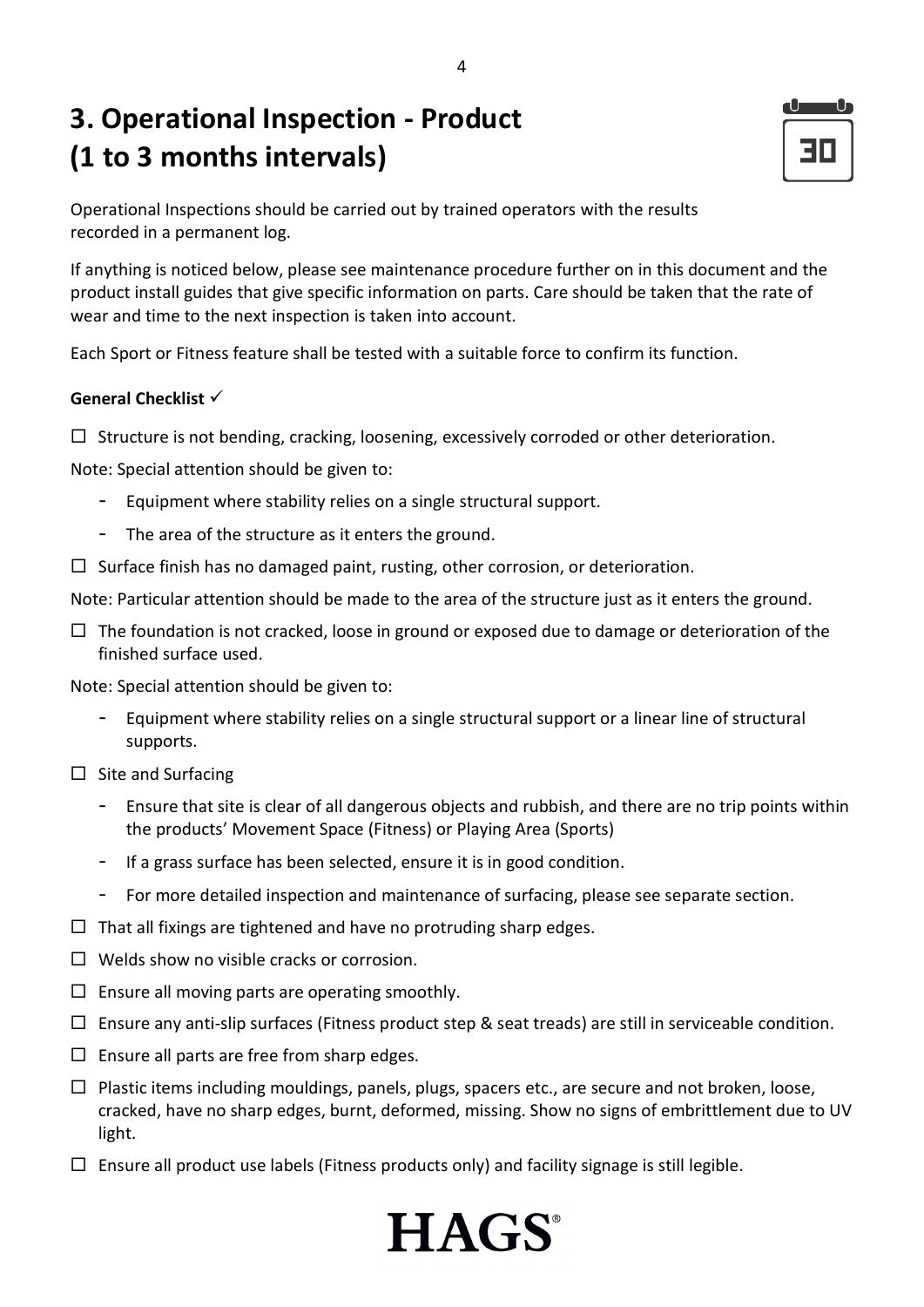# 3. Operational Inspection - Product (1 to 3 months intervals)

Operational Inspections should be carried out by trained operators with the results recorded in a permanent log.

If anything is noticed below, please see maintenance procedure further on in this document and the product install guides that give specific information on parts. Care should be taken that the rate of wear and time to the next inspection is taken into account.

Each Sport or Fitness feature shall be tested with a suitable force to confirm its function.

**General Checklist ✓**

☐ Structure is not bending, cracking, loosening, excessively corroded or other deterioration.

Note: Special attention should be given to:

- Equipment where stability relies on a single structural support.
- The area of the structure as it enters the ground.

☐ Surface finish has no damaged paint, rusting, other corrosion, or deterioration.

Note: Particular attention should be made to the area of the structure just as it enters the ground.

☐ The foundation is not cracked, loose in ground or exposed due to damage or deterioration of the finished surface used.

Note: Special attention should be given to:

- Equipment where stability relies on a single structural support or a linear line of structural supports.

☐ Site and Surfacing

- Ensure that site is clear of all dangerous objects and rubbish, and there are no trip points within the products' Movement Space (Fitness) or Playing Area (Sports)
- If a grass surface has been selected, ensure it is in good condition.
- For more detailed inspection and maintenance of surfacing, please see separate section.

☐ That all fixings are tightened and have no protruding sharp edges.

☐ Welds show no visible cracks or corrosion.

☐ Ensure all moving parts are operating smoothly.

☐ Ensure any anti-slip surfaces (Fitness product step & seat treads) are still in serviceable condition.

☐ Ensure all parts are free from sharp edges.

☐ Plastic items including mouldings, panels, plugs, spacers etc., are secure and not broken, loose, cracked, have no sharp edges, burnt, deformed, missing. Show no signs of embrittlement due to UV light.

☐ Ensure all product use labels (Fitness products only) and facility signage is still legible.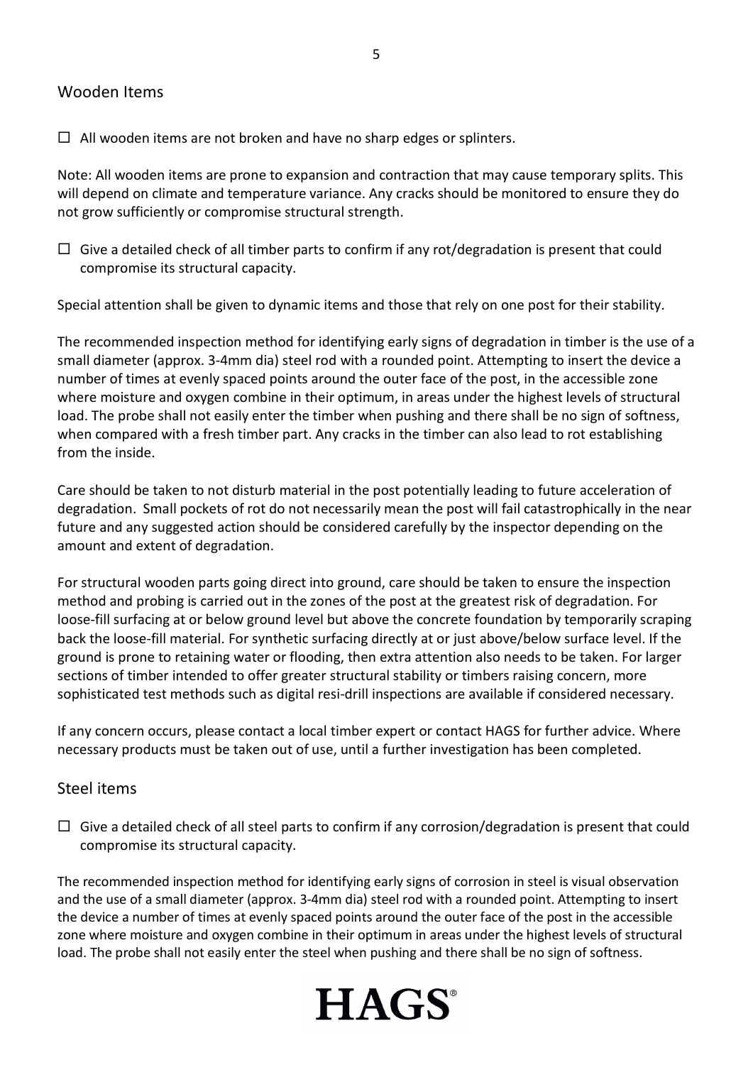## Wooden Items

☐ All wooden items are not broken and have no sharp edges or splinters.

Note: All wooden items are prone to expansion and contraction that may cause temporary splits. This will depend on climate and temperature variance. Any cracks should be monitored to ensure they do not grow sufficiently or compromise structural strength.

☐ Give a detailed check of all timber parts to confirm if any rot/degradation is present that could compromise its structural capacity.

Special attention shall be given to dynamic items and those that rely on one post for their stability.

The recommended inspection method for identifying early signs of degradation in timber is the use of a small diameter (approx. 3-4mm dia) steel rod with a rounded point. Attempting to insert the device a number of times at evenly spaced points around the outer face of the post, in the accessible zone where moisture and oxygen combine in their optimum, in areas under the highest levels of structural load. The probe shall not easily enter the timber when pushing and there shall be no sign of softness, when compared with a fresh timber part. Any cracks in the timber can also lead to rot establishing from the inside.

Care should be taken to not disturb material in the post potentially leading to future acceleration of degradation. Small pockets of rot do not necessarily mean the post will fail catastrophically in the near future and any suggested action should be considered carefully by the inspector depending on the amount and extent of degradation.

For structural wooden parts going direct into ground, care should be taken to ensure the inspection method and probing is carried out in the zones of the post at the greatest risk of degradation. For loose-fill surfacing at or below ground level but above the concrete foundation by temporarily scraping back the loose-fill material. For synthetic surfacing directly at or just above/below surface level. If the ground is prone to retaining water or flooding, then extra attention also needs to be taken. For larger sections of timber intended to offer greater structural stability or timbers raising concern, more sophisticated test methods such as digital resi-drill inspections are available if considered necessary.

If any concern occurs, please contact a local timber expert or contact HAGS for further advice. Where necessary products must be taken out of use, until a further investigation has been completed.

## Steel items

☐ Give a detailed check of all steel parts to confirm if any corrosion/degradation is present that could compromise its structural capacity.

The recommended inspection method for identifying early signs of corrosion in steel is visual observation and the use of a small diameter (approx. 3-4mm dia) steel rod with a rounded point. Attempting to insert the device a number of times at evenly spaced points around the outer face of the post in the accessible zone where moisture and oxygen combine in their optimum in areas under the highest levels of structural load. The probe shall not easily enter the steel when pushing and there shall be no sign of softness.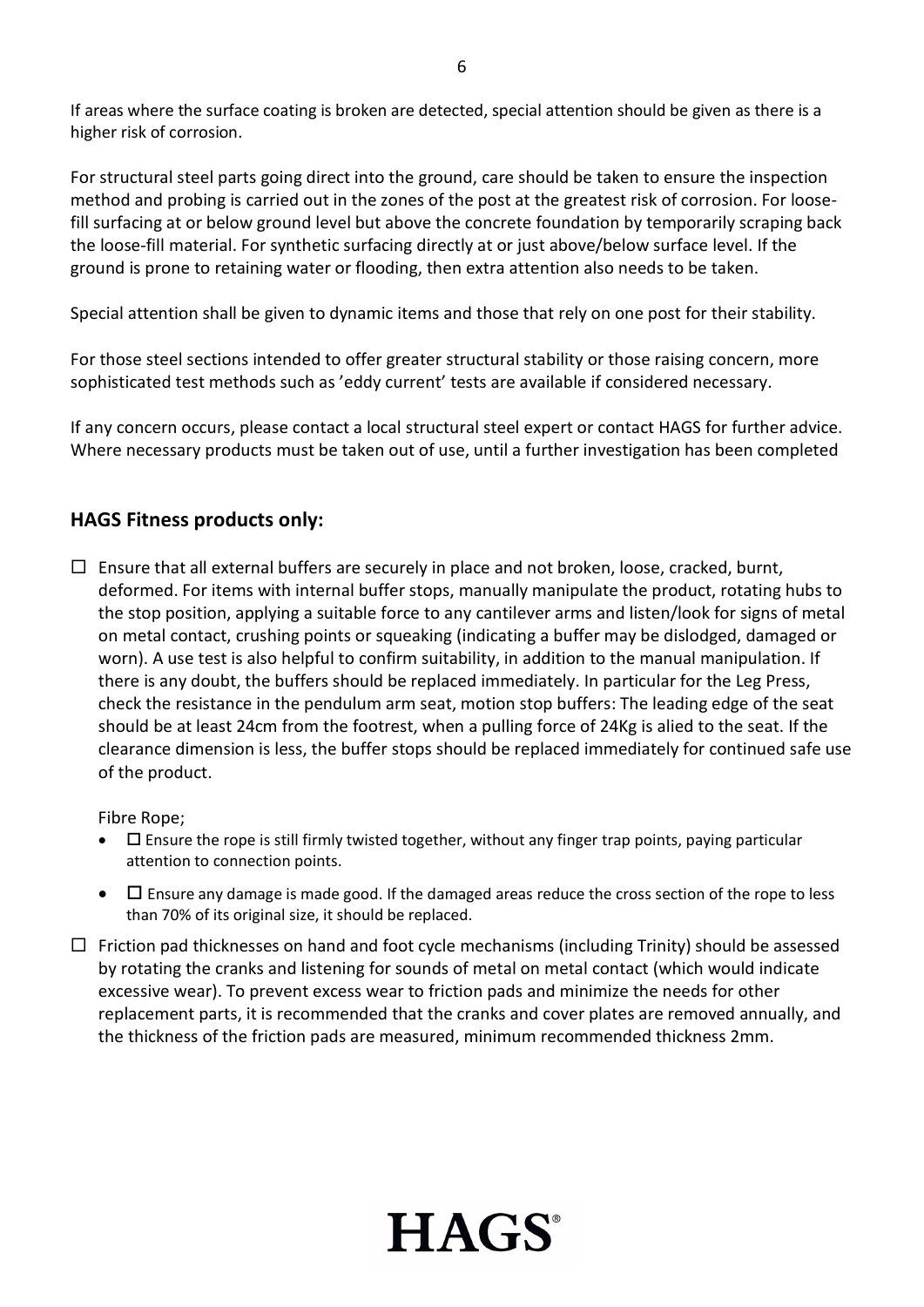If areas where the surface coating is broken are detected, special attention should be given as there is a higher risk of corrosion.

For structural steel parts going direct into the ground, care should be taken to ensure the inspection method and probing is carried out in the zones of the post at the greatest risk of corrosion. For loose-fill surfacing at or below ground level but above the concrete foundation by temporarily scraping back the loose-fill material. For synthetic surfacing directly at or just above/below surface level. If the ground is prone to retaining water or flooding, then extra attention also needs to be taken.

Special attention shall be given to dynamic items and those that rely on one post for their stability.

For those steel sections intended to offer greater structural stability or those raising concern, more sophisticated test methods such as 'eddy current' tests are available if considered necessary.

If any concern occurs, please contact a local structural steel expert or contact HAGS for further advice. Where necessary products must be taken out of use, until a further investigation has been completed

## HAGS Fitness products only:

☐ Ensure that all external buffers are securely in place and not broken, loose, cracked, burnt, deformed. For items with internal buffer stops, manually manipulate the product, rotating hubs to the stop position, applying a suitable force to any cantilever arms and listen/look for signs of metal on metal contact, crushing points or squeaking (indicating a buffer may be dislodged, damaged or worn). A use test is also helpful to confirm suitability, in addition to the manual manipulation. If there is any doubt, the buffers should be replaced immediately. In particular for the Leg Press, check the resistance in the pendulum arm seat, motion stop buffers: The leading edge of the seat should be at least 24cm from the footrest, when a pulling force of 24Kg is alied to the seat. If the clearance dimension is less, the buffer stops should be replaced immediately for continued safe use of the product.

Fibre Rope;

- ☐ Ensure the rope is still firmly twisted together, without any finger trap points, paying particular attention to connection points.
- ☐ Ensure any damage is made good. If the damaged areas reduce the cross section of the rope to less than 70% of its original size, it should be replaced.

☐ Friction pad thicknesses on hand and foot cycle mechanisms (including Trinity) should be assessed by rotating the cranks and listening for sounds of metal on metal contact (which would indicate excessive wear). To prevent excess wear to friction pads and minimize the needs for other replacement parts, it is recommended that the cranks and cover plates are removed annually, and the thickness of the friction pads are measured, minimum recommended thickness 2mm.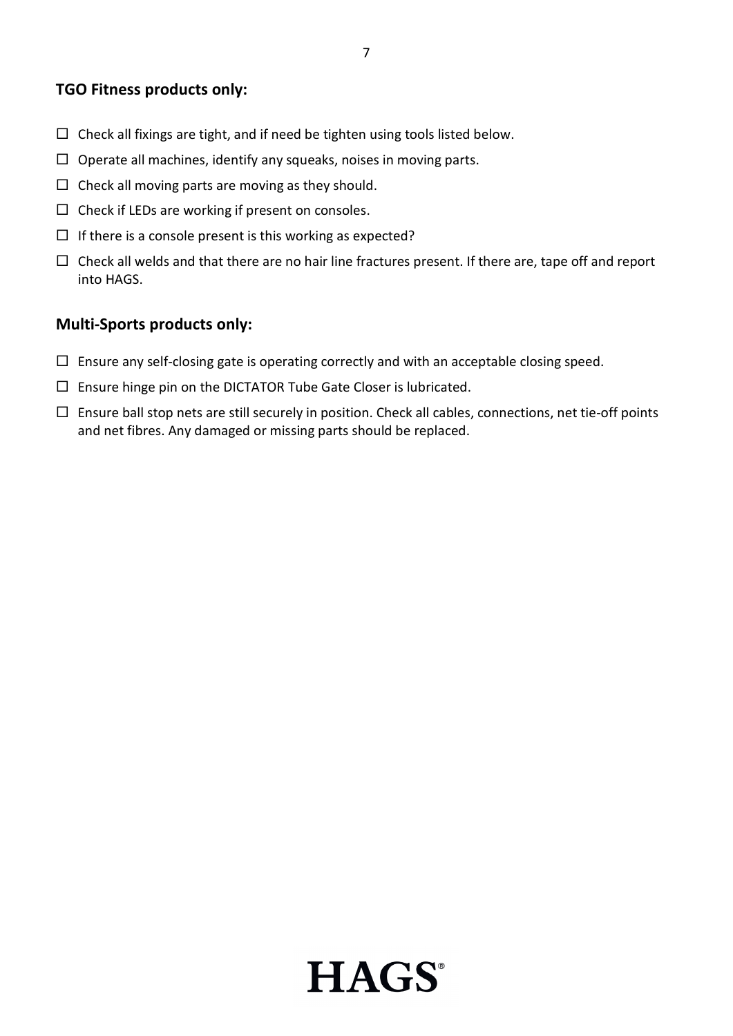### TGO Fitness products only:

- ☐ Check all fixings are tight, and if need be tighten using tools listed below.
- ☐ Operate all machines, identify any squeaks, noises in moving parts.
- ☐ Check all moving parts are moving as they should.
- ☐ Check if LEDs are working if present on consoles.
- ☐ If there is a console present is this working as expected?
- ☐ Check all welds and that there are no hair line fractures present. If there are, tape off and report into HAGS.

### Multi-Sports products only:

- ☐ Ensure any self-closing gate is operating correctly and with an acceptable closing speed.
- ☐ Ensure hinge pin on the DICTATOR Tube Gate Closer is lubricated.
- ☐ Ensure ball stop nets are still securely in position. Check all cables, connections, net tie-off points and net fibres. Any damaged or missing parts should be replaced.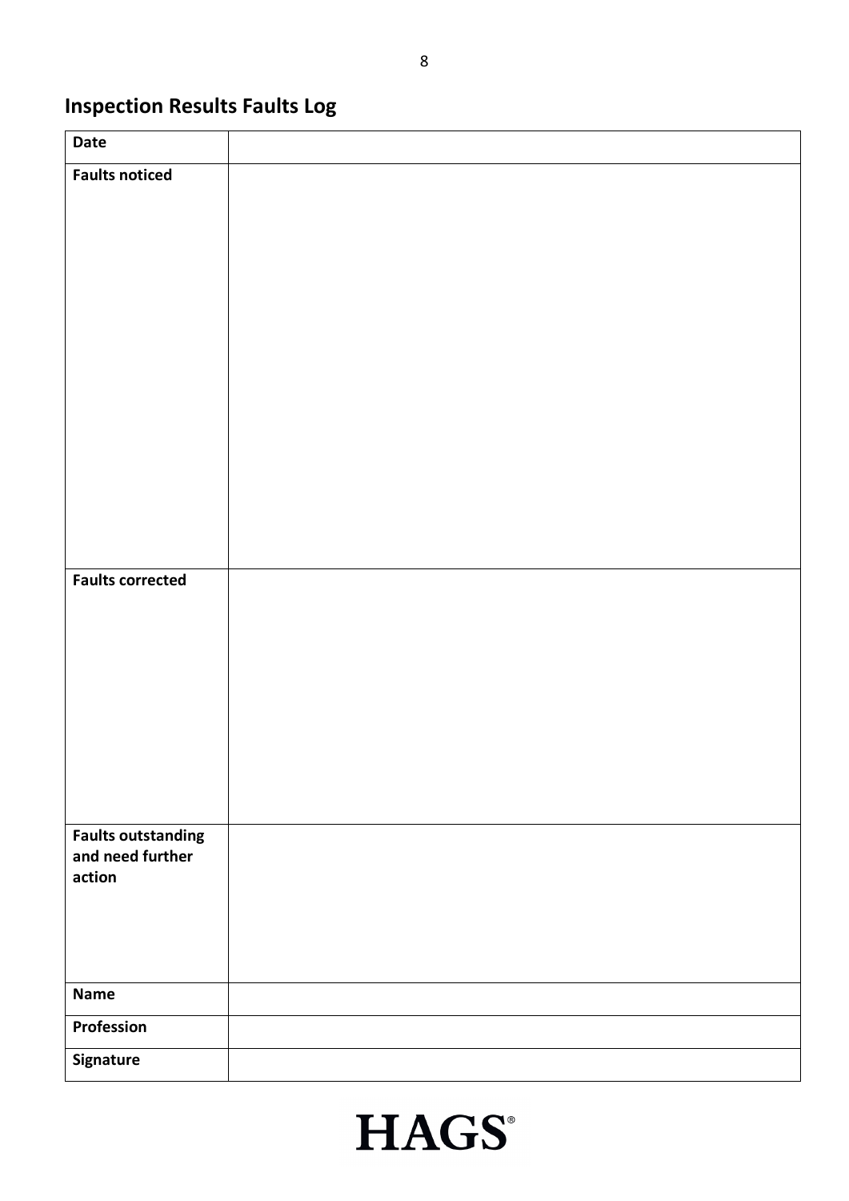## Inspection Results Faults Log

| Date | |
|---|---|
| **Faults noticed** | |
| **Faults corrected** | |
| **Faults outstanding and need further action** | |
| **Name** | |
| **Profession** | |
| **Signature** | |

HAGS®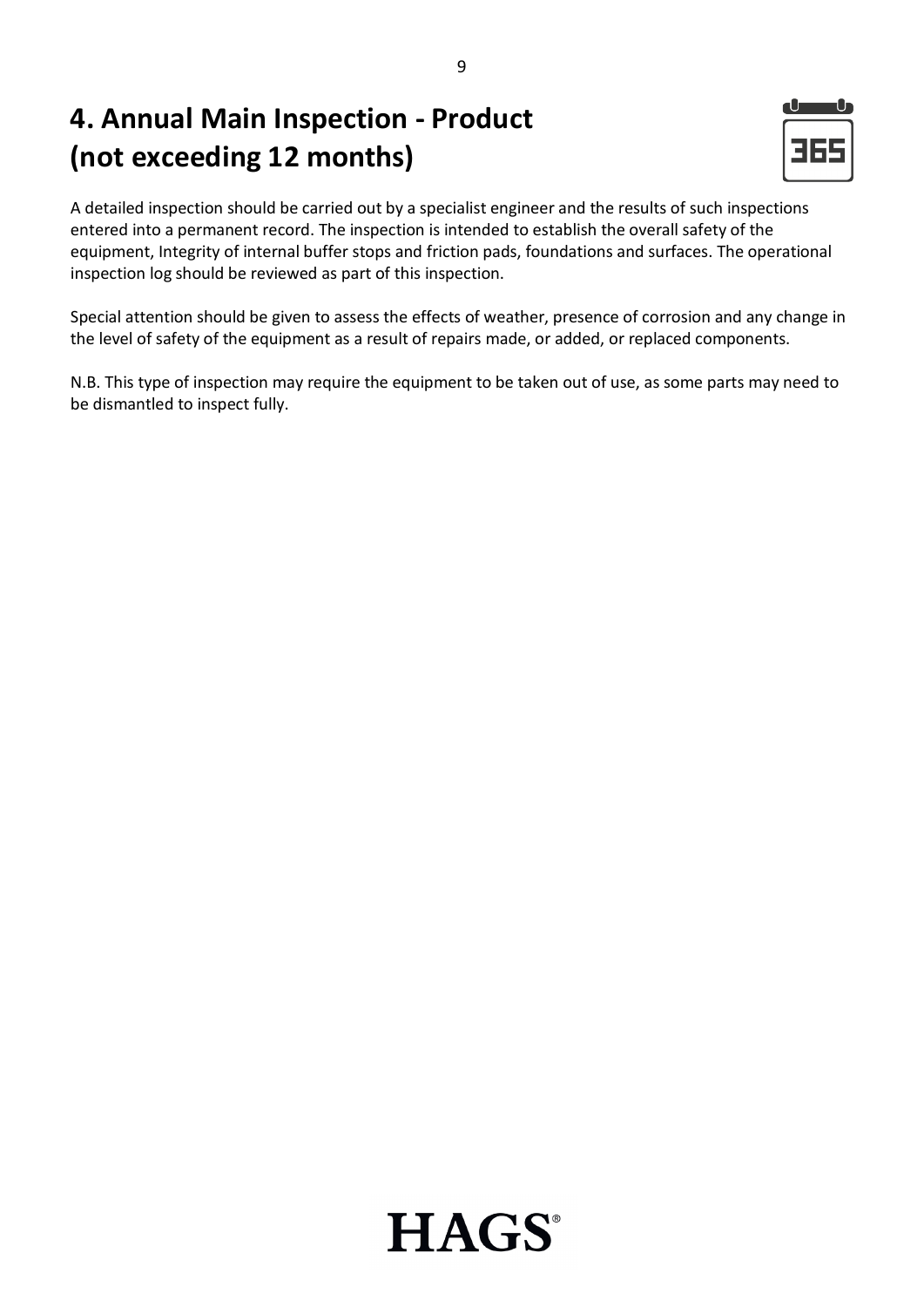# 4. Annual Main Inspection - Product (not exceeding 12 months)

A detailed inspection should be carried out by a specialist engineer and the results of such inspections entered into a permanent record. The inspection is intended to establish the overall safety of the equipment, Integrity of internal buffer stops and friction pads, foundations and surfaces. The operational inspection log should be reviewed as part of this inspection.

Special attention should be given to assess the effects of weather, presence of corrosion and any change in the level of safety of the equipment as a result of repairs made, or added, or replaced components.

N.B. This type of inspection may require the equipment to be taken out of use, as some parts may need to be dismantled to inspect fully.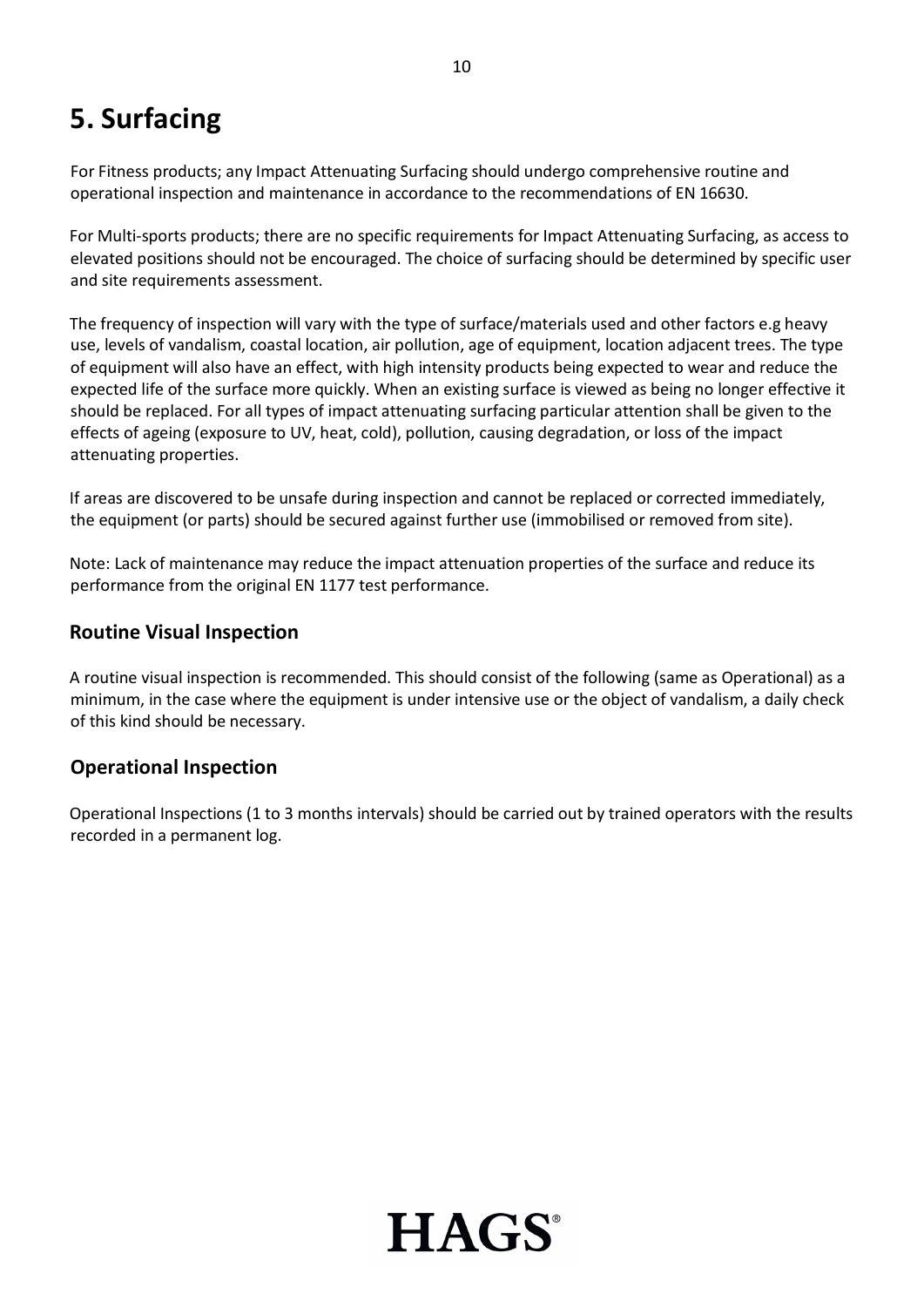// Surfacing — HAGS fitness/multi-sports maintenance guidance (document fea6e49b8d08, page 11)
# 5. Surfacing

For Fitness products; any Impact Attenuating Surfacing should undergo comprehensive routine and operational inspection and maintenance in accordance to the recommendations of EN 16630.

For Multi-sports products; there are no specific requirements for Impact Attenuating Surfacing, as access to elevated positions should not be encouraged. The choice of surfacing should be determined by specific user and site requirements assessment.

The frequency of inspection will vary with the type of surface/materials used and other factors e.g heavy use, levels of vandalism, coastal location, air pollution, age of equipment, location adjacent trees. The type of equipment will also have an effect, with high intensity products being expected to wear and reduce the expected life of the surface more quickly. When an existing surface is viewed as being no longer effective it should be replaced. For all types of impact attenuating surfacing particular attention shall be given to the effects of ageing (exposure to UV, heat, cold), pollution, causing degradation, or loss of the impact attenuating properties.

If areas are discovered to be unsafe during inspection and cannot be replaced or corrected immediately, the equipment (or parts) should be secured against further use (immobilised or removed from site).

Note: Lack of maintenance may reduce the impact attenuation properties of the surface and reduce its performance from the original EN 1177 test performance.

## Routine Visual Inspection

A routine visual inspection is recommended. This should consist of the following (same as Operational) as a minimum, in the case where the equipment is under intensive use or the object of vandalism, a daily check of this kind should be necessary.

## Operational Inspection

Operational Inspections (1 to 3 months intervals) should be carried out by trained operators with the results recorded in a permanent log.

HAGS®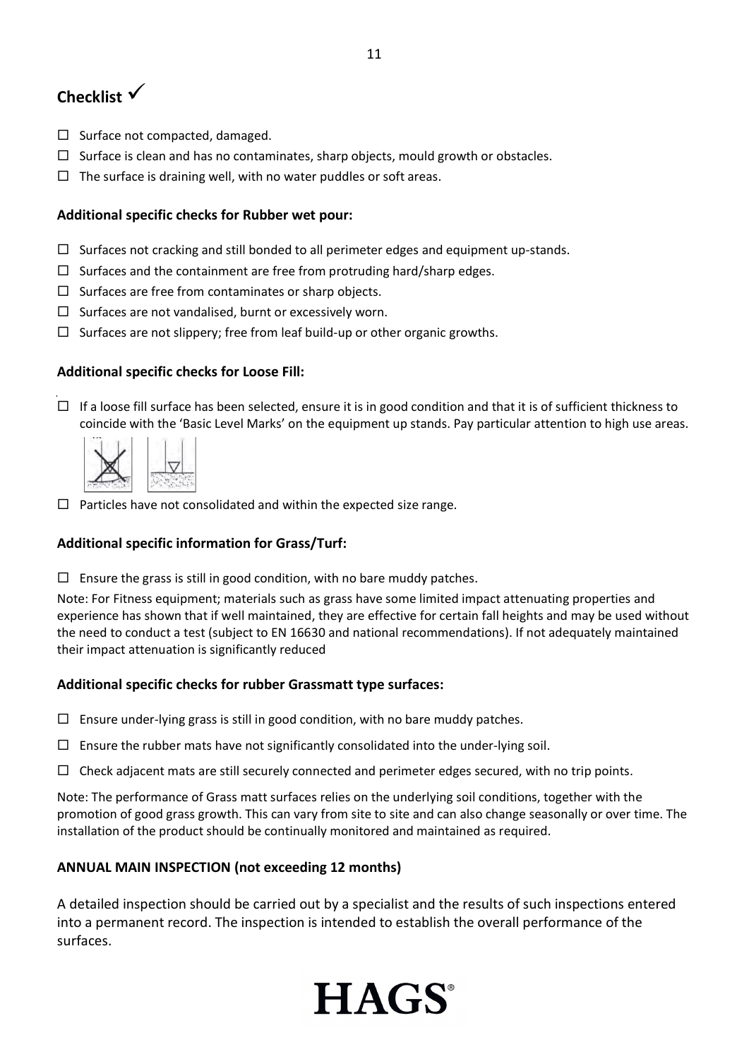## Checklist ✓

- ☐ Surface not compacted, damaged.
- ☐ Surface is clean and has no contaminates, sharp objects, mould growth or obstacles.
- ☐ The surface is draining well, with no water puddles or soft areas.

### Additional specific checks for Rubber wet pour:

- ☐ Surfaces not cracking and still bonded to all perimeter edges and equipment up-stands.
- ☐ Surfaces and the containment are free from protruding hard/sharp edges.
- ☐ Surfaces are free from contaminates or sharp objects.
- ☐ Surfaces are not vandalised, burnt or excessively worn.
- ☐ Surfaces are not slippery; free from leaf build-up or other organic growths.

### Additional specific checks for Loose Fill:

- ☐ If a loose fill surface has been selected, ensure it is in good condition and that it is of sufficient thickness to coincide with the 'Basic Level Marks' on the equipment up stands. Pay particular attention to high use areas.
- ☐ Particles have not consolidated and within the expected size range.

### Additional specific information for Grass/Turf:

- ☐ Ensure the grass is still in good condition, with no bare muddy patches.

Note: For Fitness equipment; materials such as grass have some limited impact attenuating properties and experience has shown that if well maintained, they are effective for certain fall heights and may be used without the need to conduct a test (subject to EN 16630 and national recommendations). If not adequately maintained their impact attenuation is significantly reduced

### Additional specific checks for rubber Grassmatt type surfaces:

- ☐ Ensure under-lying grass is still in good condition, with no bare muddy patches.
- ☐ Ensure the rubber mats have not significantly consolidated into the under-lying soil.
- ☐ Check adjacent mats are still securely connected and perimeter edges secured, with no trip points.

Note: The performance of Grass matt surfaces relies on the underlying soil conditions, together with the promotion of good grass growth. This can vary from site to site and can also change seasonally or over time. The installation of the product should be continually monitored and maintained as required.

### ANNUAL MAIN INSPECTION (not exceeding 12 months)

A detailed inspection should be carried out by a specialist and the results of such inspections entered into a permanent record. The inspection is intended to establish the overall performance of the surfaces.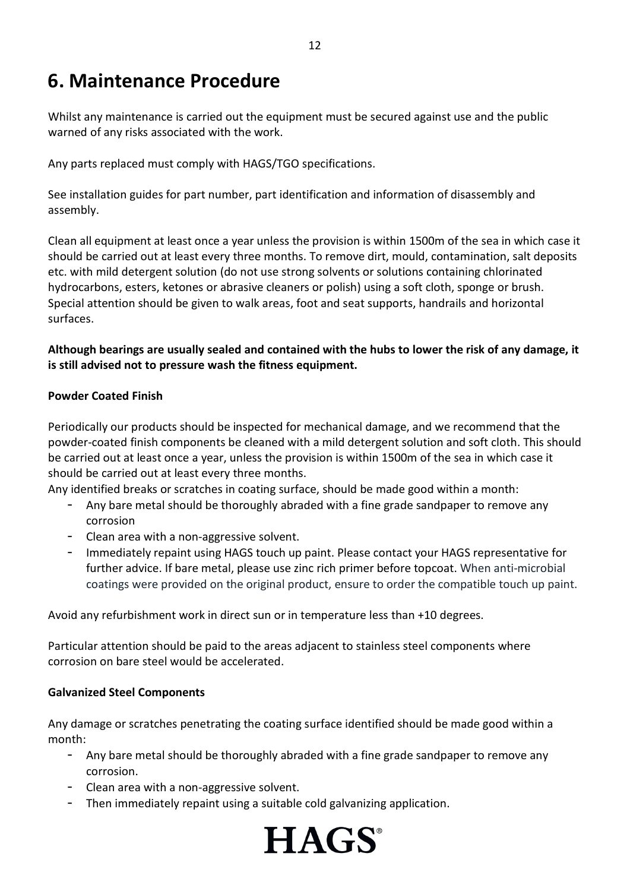# 6. Maintenance Procedure

Whilst any maintenance is carried out the equipment must be secured against use and the public warned of any risks associated with the work.

Any parts replaced must comply with HAGS/TGO specifications.

See installation guides for part number, part identification and information of disassembly and assembly.

Clean all equipment at least once a year unless the provision is within 1500m of the sea in which case it should be carried out at least every three months. To remove dirt, mould, contamination, salt deposits etc. with mild detergent solution (do not use strong solvents or solutions containing chlorinated hydrocarbons, esters, ketones or abrasive cleaners or polish) using a soft cloth, sponge or brush. Special attention should be given to walk areas, foot and seat supports, handrails and horizontal surfaces.

**Although bearings are usually sealed and contained with the hubs to lower the risk of any damage, it is still advised not to pressure wash the fitness equipment.**

**Powder Coated Finish**

Periodically our products should be inspected for mechanical damage, and we recommend that the powder-coated finish components be cleaned with a mild detergent solution and soft cloth. This should be carried out at least once a year, unless the provision is within 1500m of the sea in which case it should be carried out at least every three months.

Any identified breaks or scratches in coating surface, should be made good within a month:

- Any bare metal should be thoroughly abraded with a fine grade sandpaper to remove any corrosion
- Clean area with a non-aggressive solvent.
- Immediately repaint using HAGS touch up paint. Please contact your HAGS representative for further advice. If bare metal, please use zinc rich primer before topcoat. When anti-microbial coatings were provided on the original product, ensure to order the compatible touch up paint.

Avoid any refurbishment work in direct sun or in temperature less than +10 degrees.

Particular attention should be paid to the areas adjacent to stainless steel components where corrosion on bare steel would be accelerated.

**Galvanized Steel Components**

Any damage or scratches penetrating the coating surface identified should be made good within a month:

- Any bare metal should be thoroughly abraded with a fine grade sandpaper to remove any corrosion.
- Clean area with a non-aggressive solvent.
- Then immediately repaint using a suitable cold galvanizing application.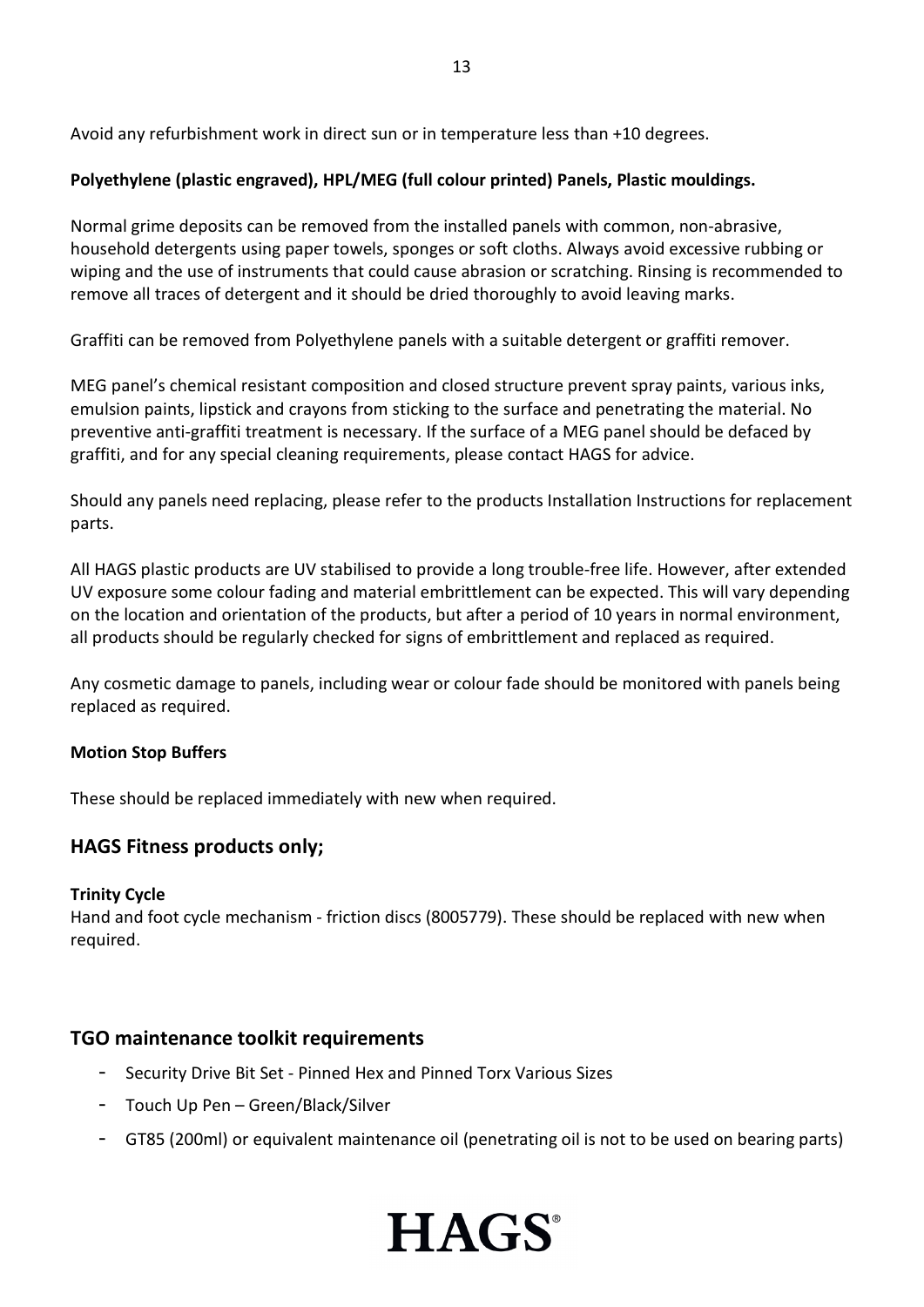Avoid any refurbishment work in direct sun or in temperature less than +10 degrees.

**Polyethylene (plastic engraved), HPL/MEG (full colour printed) Panels, Plastic mouldings.**

Normal grime deposits can be removed from the installed panels with common, non-abrasive, household detergents using paper towels, sponges or soft cloths. Always avoid excessive rubbing or wiping and the use of instruments that could cause abrasion or scratching. Rinsing is recommended to remove all traces of detergent and it should be dried thoroughly to avoid leaving marks.

Graffiti can be removed from Polyethylene panels with a suitable detergent or graffiti remover.

MEG panel's chemical resistant composition and closed structure prevent spray paints, various inks, emulsion paints, lipstick and crayons from sticking to the surface and penetrating the material. No preventive anti-graffiti treatment is necessary. If the surface of a MEG panel should be defaced by graffiti, and for any special cleaning requirements, please contact HAGS for advice.

Should any panels need replacing, please refer to the products Installation Instructions for replacement parts.

All HAGS plastic products are UV stabilised to provide a long trouble-free life. However, after extended UV exposure some colour fading and material embrittlement can be expected. This will vary depending on the location and orientation of the products, but after a period of 10 years in normal environment, all products should be regularly checked for signs of embrittlement and replaced as required.

Any cosmetic damage to panels, including wear or colour fade should be monitored with panels being replaced as required.

**Motion Stop Buffers**

These should be replaced immediately with new when required.

## HAGS Fitness products only;

**Trinity Cycle**
Hand and foot cycle mechanism - friction discs (8005779). These should be replaced with new when required.

## TGO maintenance toolkit requirements

- Security Drive Bit Set - Pinned Hex and Pinned Torx Various Sizes
- Touch Up Pen – Green/Black/Silver
- GT85 (200ml) or equivalent maintenance oil (penetrating oil is not to be used on bearing parts)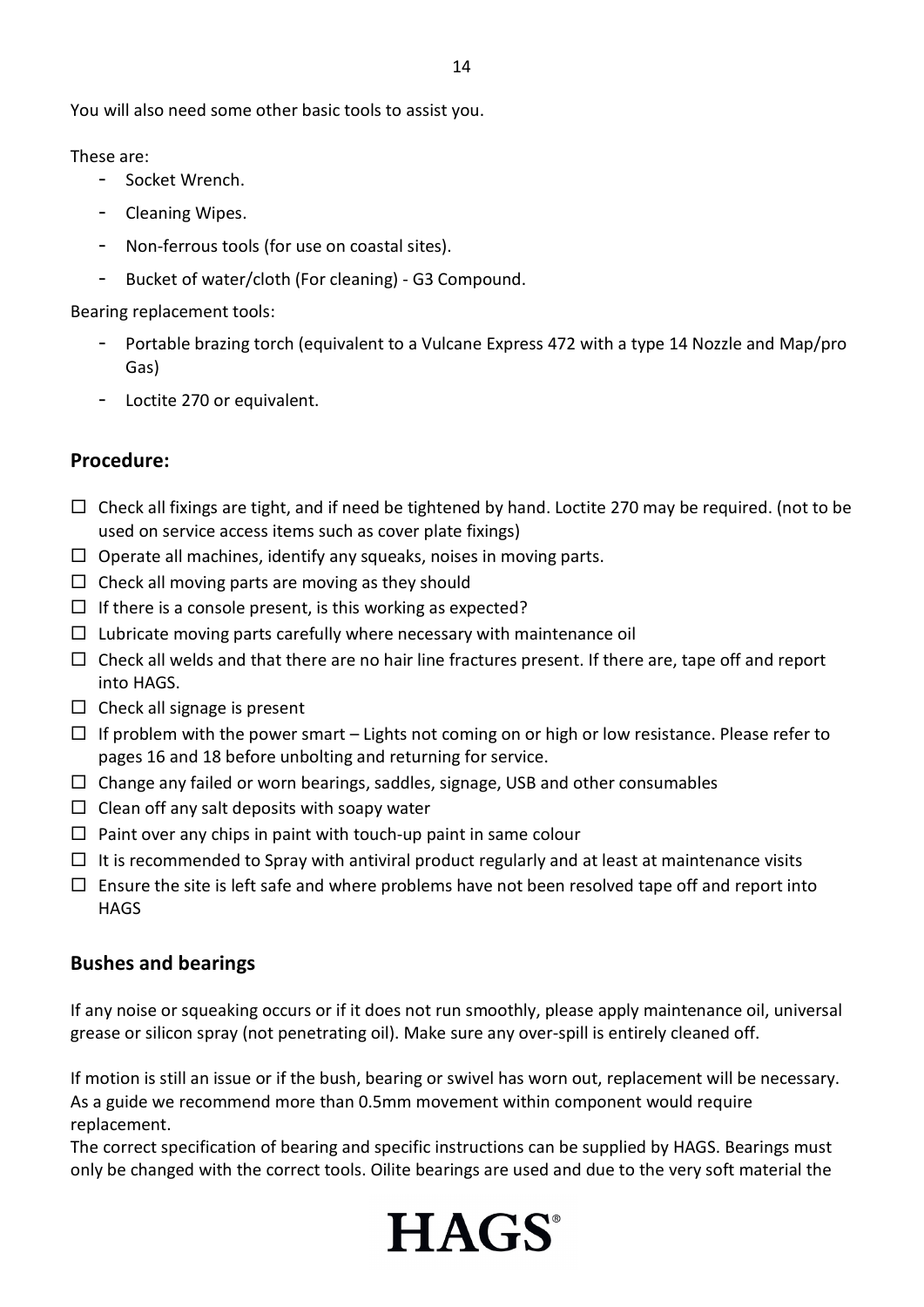You will also need some other basic tools to assist you.

These are:

- Socket Wrench.
- Cleaning Wipes.
- Non-ferrous tools (for use on coastal sites).
- Bucket of water/cloth (For cleaning) - G3 Compound.

Bearing replacement tools:

- Portable brazing torch (equivalent to a Vulcane Express 472 with a type 14 Nozzle and Map/pro Gas)
- Loctite 270 or equivalent.

## Procedure:

- ☐ Check all fixings are tight, and if need be tightened by hand. Loctite 270 may be required. (not to be used on service access items such as cover plate fixings)
- ☐ Operate all machines, identify any squeaks, noises in moving parts.
- ☐ Check all moving parts are moving as they should
- ☐ If there is a console present, is this working as expected?
- ☐ Lubricate moving parts carefully where necessary with maintenance oil
- ☐ Check all welds and that there are no hair line fractures present. If there are, tape off and report into HAGS.
- ☐ Check all signage is present
- ☐ If problem with the power smart – Lights not coming on or high or low resistance. Please refer to pages 16 and 18 before unbolting and returning for service.
- ☐ Change any failed or worn bearings, saddles, signage, USB and other consumables
- ☐ Clean off any salt deposits with soapy water
- ☐ Paint over any chips in paint with touch-up paint in same colour
- ☐ It is recommended to Spray with antiviral product regularly and at least at maintenance visits
- ☐ Ensure the site is left safe and where problems have not been resolved tape off and report into HAGS

## Bushes and bearings

If any noise or squeaking occurs or if it does not run smoothly, please apply maintenance oil, universal grease or silicon spray (not penetrating oil). Make sure any over-spill is entirely cleaned off.

If motion is still an issue or if the bush, bearing or swivel has worn out, replacement will be necessary. As a guide we recommend more than 0.5mm movement within component would require replacement.
The correct specification of bearing and specific instructions can be supplied by HAGS. Bearings must only be changed with the correct tools. Oilite bearings are used and due to the very soft material the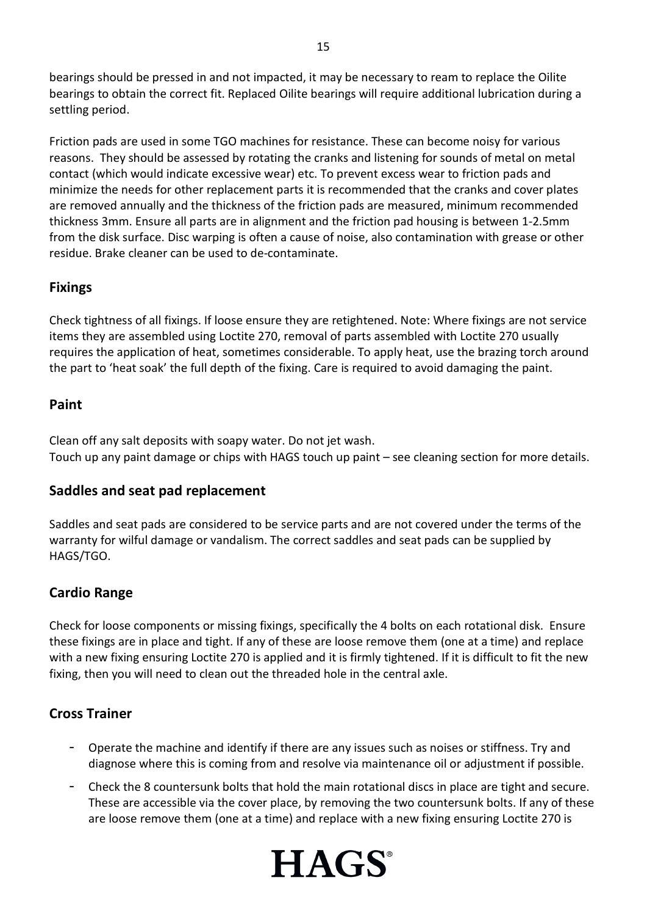bearings should be pressed in and not impacted, it may be necessary to ream to replace the Oilite bearings to obtain the correct fit. Replaced Oilite bearings will require additional lubrication during a settling period.

Friction pads are used in some TGO machines for resistance. These can become noisy for various reasons. They should be assessed by rotating the cranks and listening for sounds of metal on metal contact (which would indicate excessive wear) etc. To prevent excess wear to friction pads and minimize the needs for other replacement parts it is recommended that the cranks and cover plates are removed annually and the thickness of the friction pads are measured, minimum recommended thickness 3mm. Ensure all parts are in alignment and the friction pad housing is between 1-2.5mm from the disk surface. Disc warping is often a cause of noise, also contamination with grease or other residue. Brake cleaner can be used to de-contaminate.

## Fixings

Check tightness of all fixings. If loose ensure they are retightened. Note: Where fixings are not service items they are assembled using Loctite 270, removal of parts assembled with Loctite 270 usually requires the application of heat, sometimes considerable. To apply heat, use the brazing torch around the part to 'heat soak' the full depth of the fixing. Care is required to avoid damaging the paint.

## Paint

Clean off any salt deposits with soapy water. Do not jet wash.
Touch up any paint damage or chips with HAGS touch up paint – see cleaning section for more details.

## Saddles and seat pad replacement

Saddles and seat pads are considered to be service parts and are not covered under the terms of the warranty for wilful damage or vandalism. The correct saddles and seat pads can be supplied by HAGS/TGO.

## Cardio Range

Check for loose components or missing fixings, specifically the 4 bolts on each rotational disk. Ensure these fixings are in place and tight. If any of these are loose remove them (one at a time) and replace with a new fixing ensuring Loctite 270 is applied and it is firmly tightened. If it is difficult to fit the new fixing, then you will need to clean out the threaded hole in the central axle.

## Cross Trainer

- Operate the machine and identify if there are any issues such as noises or stiffness. Try and diagnose where this is coming from and resolve via maintenance oil or adjustment if possible.
- Check the 8 countersunk bolts that hold the main rotational discs in place are tight and secure. These are accessible via the cover place, by removing the two countersunk bolts. If any of these are loose remove them (one at a time) and replace with a new fixing ensuring Loctite 270 is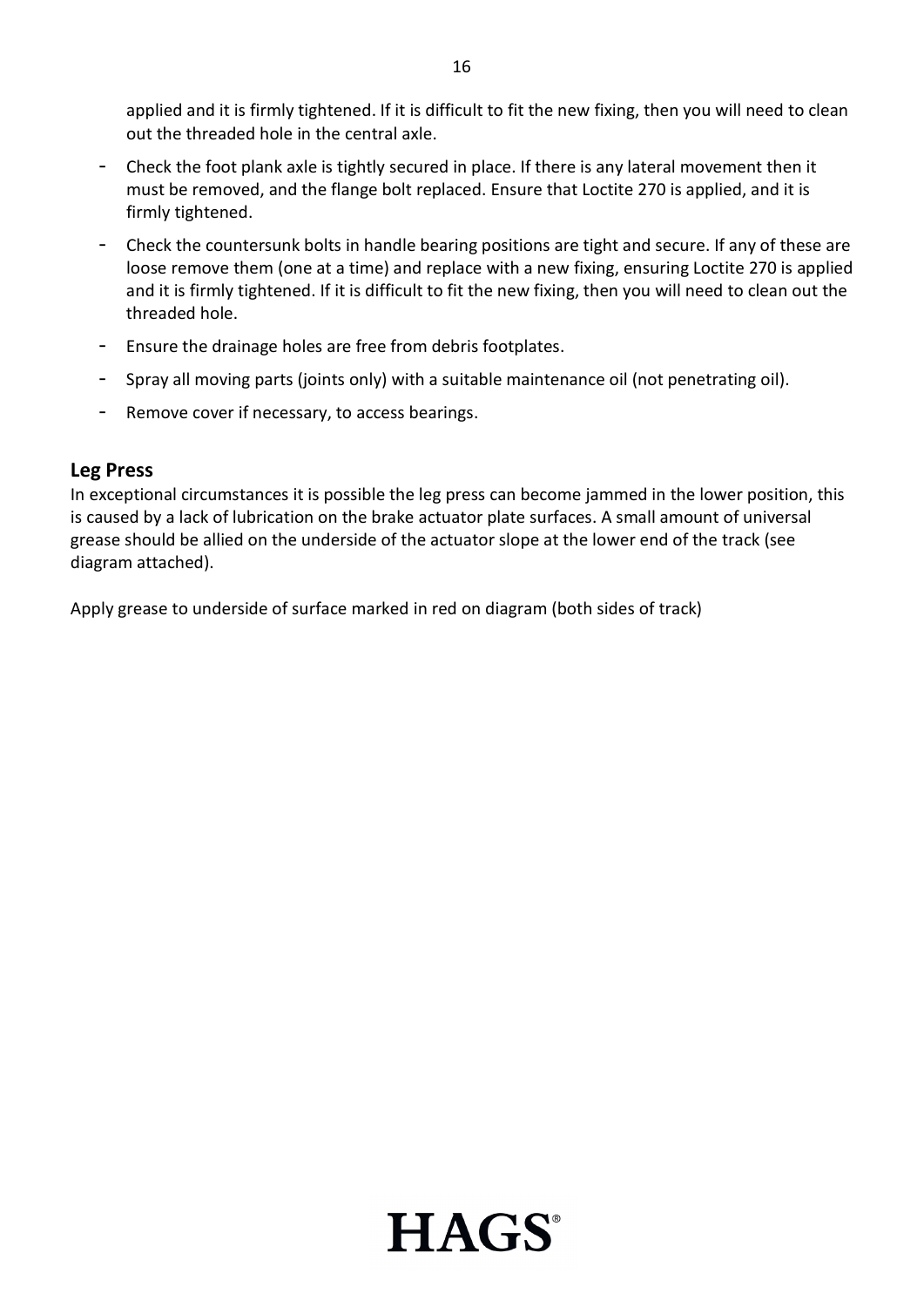applied and it is firmly tightened. If it is difficult to fit the new fixing, then you will need to clean out the threaded hole in the central axle.

- Check the foot plank axle is tightly secured in place. If there is any lateral movement then it must be removed, and the flange bolt replaced. Ensure that Loctite 270 is applied, and it is firmly tightened.
- Check the countersunk bolts in handle bearing positions are tight and secure. If any of these are loose remove them (one at a time) and replace with a new fixing, ensuring Loctite 270 is applied and it is firmly tightened. If it is difficult to fit the new fixing, then you will need to clean out the threaded hole.
- Ensure the drainage holes are free from debris footplates.
- Spray all moving parts (joints only) with a suitable maintenance oil (not penetrating oil).
- Remove cover if necessary, to access bearings.

## Leg Press

In exceptional circumstances it is possible the leg press can become jammed in the lower position, this is caused by a lack of lubrication on the brake actuator plate surfaces. A small amount of universal grease should be allied on the underside of the actuator slope at the lower end of the track (see diagram attached).

Apply grease to underside of surface marked in red on diagram (both sides of track)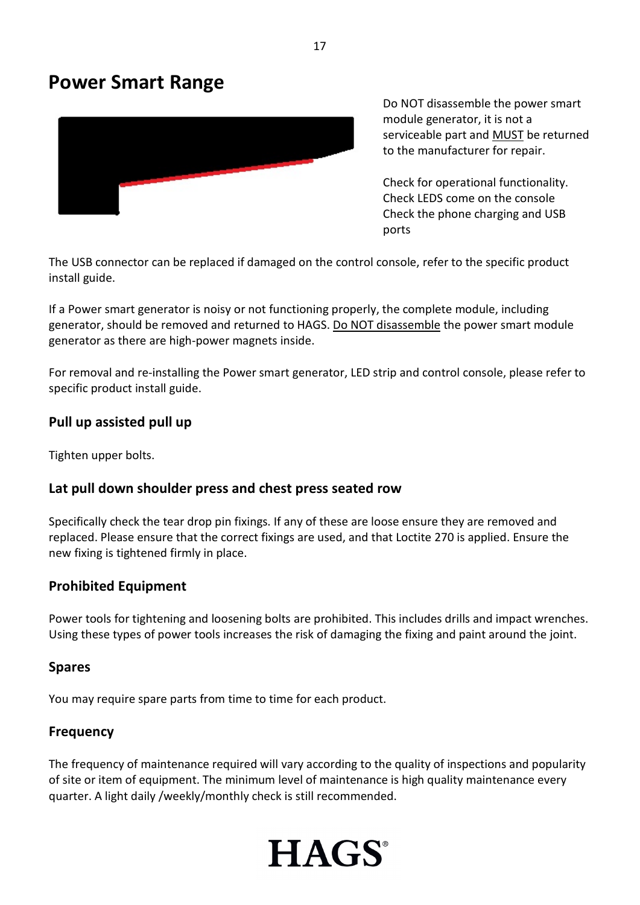## Power Smart Range

Do NOT disassemble the power smart module generator, it is not a serviceable part and MUST be returned to the manufacturer for repair.

Check for operational functionality.
Check LEDS come on the console
Check the phone charging and USB ports

The USB connector can be replaced if damaged on the control console, refer to the specific product install guide.

If a Power smart generator is noisy or not functioning properly, the complete module, including generator, should be removed and returned to HAGS. Do NOT disassemble the power smart module generator as there are high-power magnets inside.

For removal and re-installing the Power smart generator, LED strip and control console, please refer to specific product install guide.

### Pull up assisted pull up

Tighten upper bolts.

### Lat pull down shoulder press and chest press seated row

Specifically check the tear drop pin fixings. If any of these are loose ensure they are removed and replaced. Please ensure that the correct fixings are used, and that Loctite 270 is applied. Ensure the new fixing is tightened firmly in place.

### Prohibited Equipment

Power tools for tightening and loosening bolts are prohibited. This includes drills and impact wrenches. Using these types of power tools increases the risk of damaging the fixing and paint around the joint.

### Spares

You may require spare parts from time to time for each product.

### Frequency

The frequency of maintenance required will vary according to the quality of inspections and popularity of site or item of equipment. The minimum level of maintenance is high quality maintenance every quarter. A light daily /weekly/monthly check is still recommended.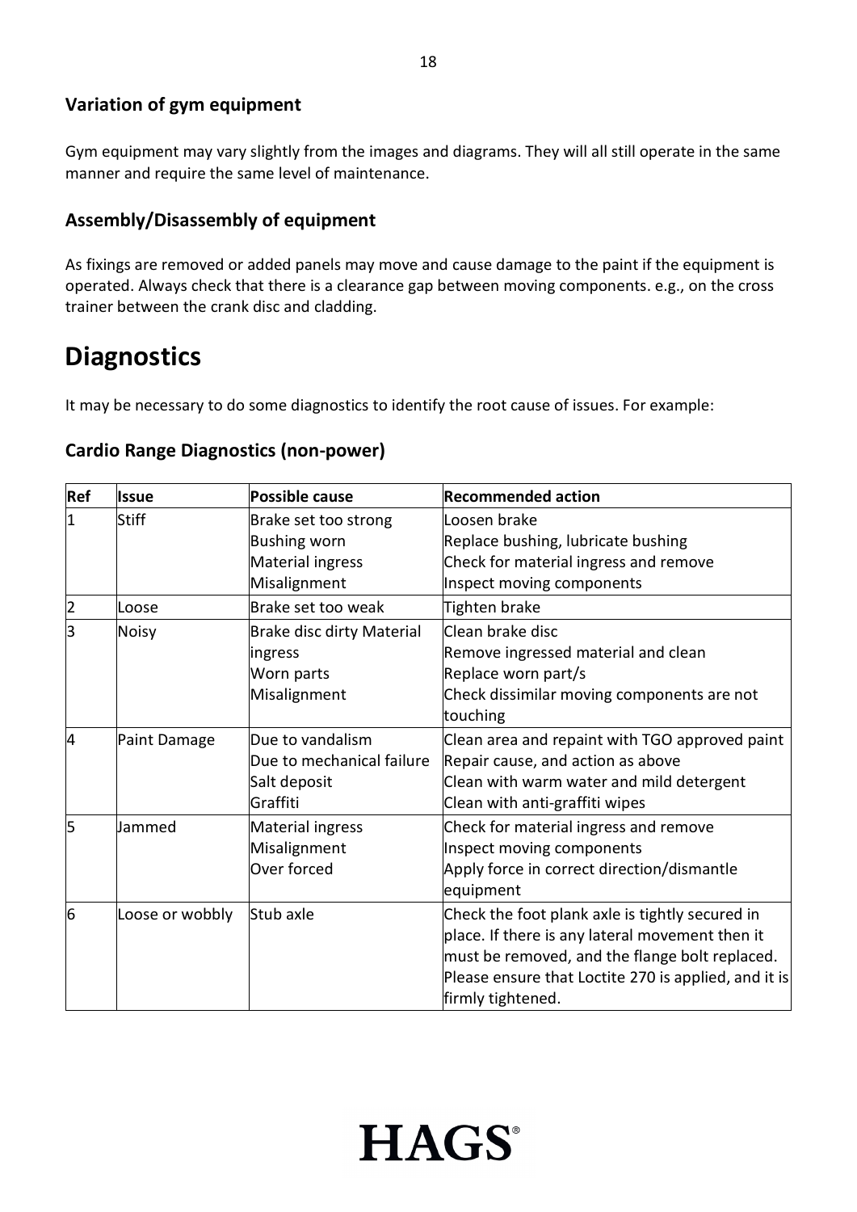### Variation of gym equipment

Gym equipment may vary slightly from the images and diagrams. They will all still operate in the same manner and require the same level of maintenance.

### Assembly/Disassembly of equipment

As fixings are removed or added panels may move and cause damage to the paint if the equipment is operated. Always check that there is a clearance gap between moving components. e.g., on the cross trainer between the crank disc and cladding.

# Diagnostics

It may be necessary to do some diagnostics to identify the root cause of issues. For example:

### Cardio Range Diagnostics (non-power)

| Ref | Issue | Possible cause | Recommended action |
|---|---|---|---|
| 1 | Stiff | Brake set too strong<br>Bushing worn<br>Material ingress<br>Misalignment | Loosen brake<br>Replace bushing, lubricate bushing<br>Check for material ingress and remove<br>Inspect moving components |
| 2 | Loose | Brake set too weak | Tighten brake |
| 3 | Noisy | Brake disc dirty Material ingress<br>Worn parts<br>Misalignment | Clean brake disc<br>Remove ingressed material and clean<br>Replace worn part/s<br>Check dissimilar moving components are not touching |
| 4 | Paint Damage | Due to vandalism<br>Due to mechanical failure<br>Salt deposit<br>Graffiti | Clean area and repaint with TGO approved paint<br>Repair cause, and action as above<br>Clean with warm water and mild detergent<br>Clean with anti-graffiti wipes |
| 5 | Jammed | Material ingress<br>Misalignment<br>Over forced | Check for material ingress and remove<br>Inspect moving components<br>Apply force in correct direction/dismantle equipment |
| 6 | Loose or wobbly | Stub axle | Check the foot plank axle is tightly secured in place. If there is any lateral movement then it must be removed, and the flange bolt replaced. Please ensure that Loctite 270 is applied, and it is firmly tightened. |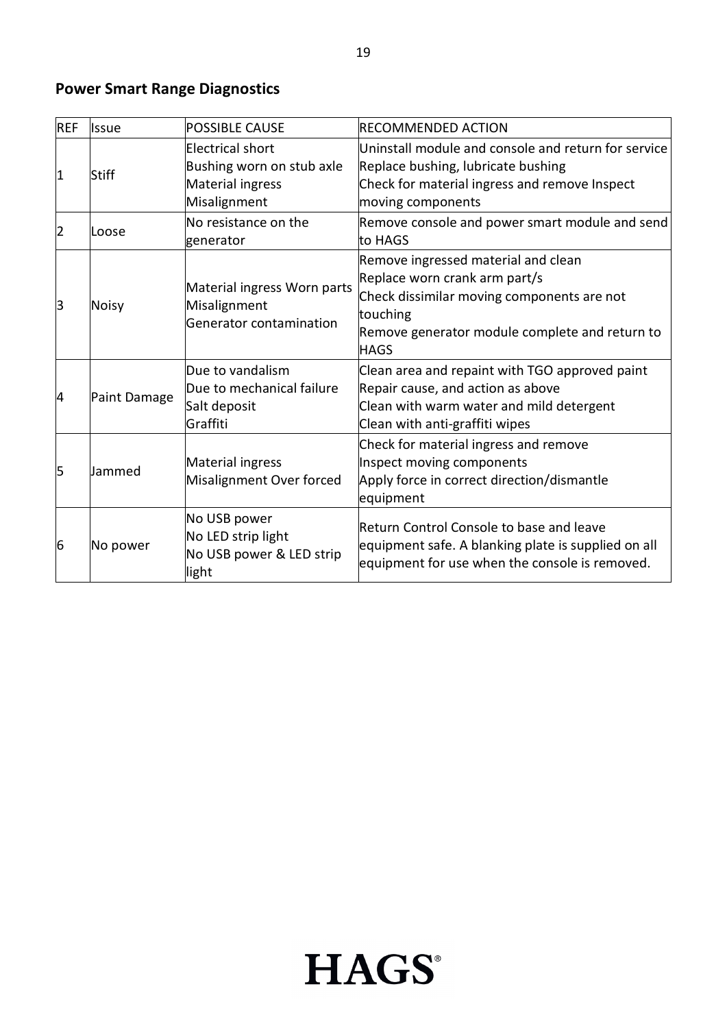## Power Smart Range Diagnostics

| REF | Issue | POSSIBLE CAUSE | RECOMMENDED ACTION |
|---|---|---|---|
| 1 | Stiff | Electrical short<br>Bushing worn on stub axle<br>Material ingress<br>Misalignment | Uninstall module and console and return for service<br>Replace bushing, lubricate bushing<br>Check for material ingress and remove Inspect moving components |
| 2 | Loose | No resistance on the generator | Remove console and power smart module and send to HAGS |
| 3 | Noisy | Material ingress Worn parts<br>Misalignment<br>Generator contamination | Remove ingressed material and clean<br>Replace worn crank arm part/s<br>Check dissimilar moving components are not touching<br>Remove generator module complete and return to HAGS |
| 4 | Paint Damage | Due to vandalism<br>Due to mechanical failure<br>Salt deposit<br>Graffiti | Clean area and repaint with TGO approved paint<br>Repair cause, and action as above<br>Clean with warm water and mild detergent<br>Clean with anti-graffiti wipes |
| 5 | Jammed | Material ingress<br>Misalignment Over forced | Check for material ingress and remove<br>Inspect moving components<br>Apply force in correct direction/dismantle equipment |
| 6 | No power | No USB power<br>No LED strip light<br>No USB power & LED strip light | Return Control Console to base and leave equipment safe. A blanking plate is supplied on all equipment for use when the console is removed. |

HAGS®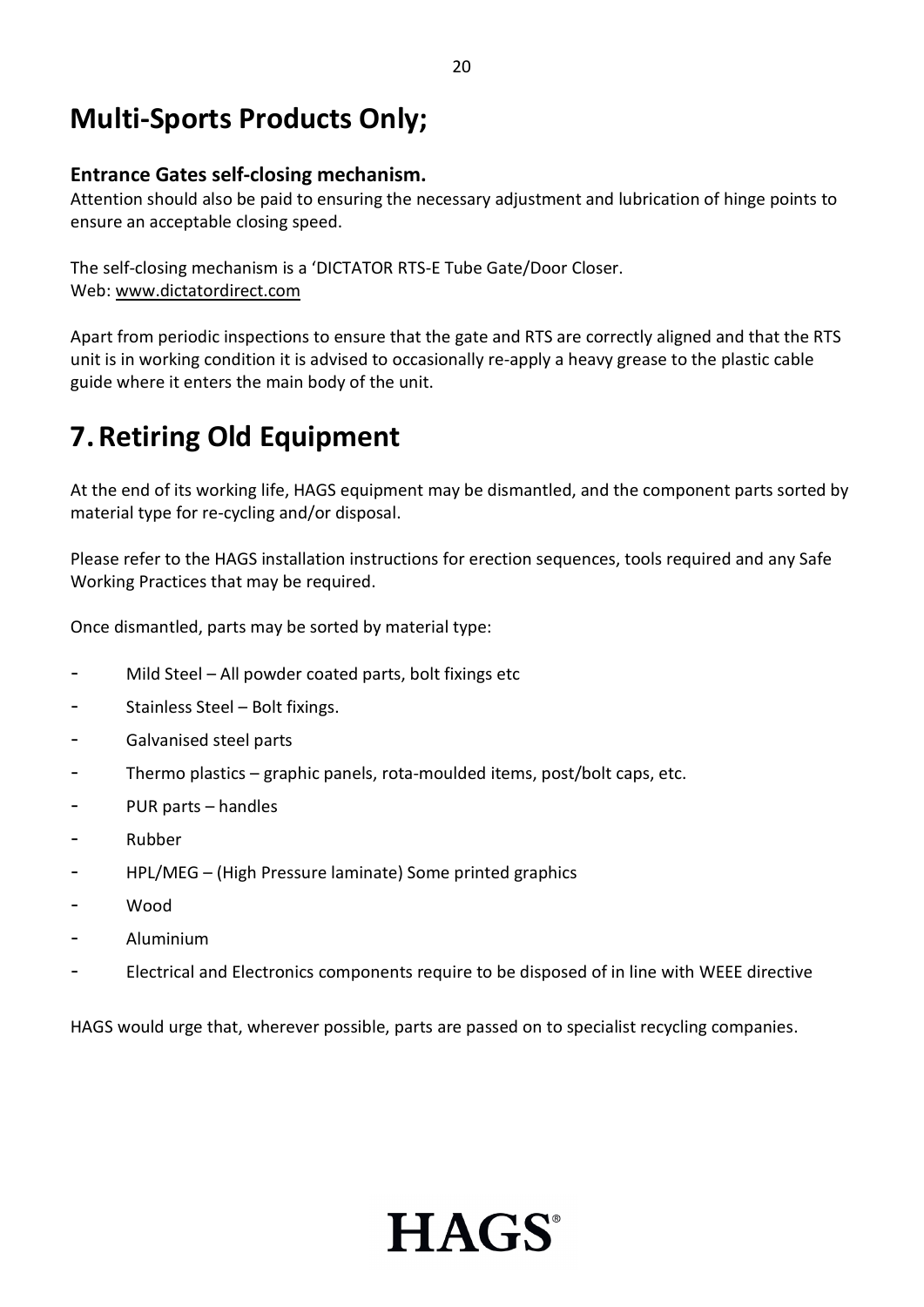# Multi-Sports Products Only;

### Entrance Gates self-closing mechanism.

Attention should also be paid to ensuring the necessary adjustment and lubrication of hinge points to ensure an acceptable closing speed.

The self-closing mechanism is a 'DICTATOR RTS-E Tube Gate/Door Closer.
Web: www.dictatordirect.com

Apart from periodic inspections to ensure that the gate and RTS are correctly aligned and that the RTS unit is in working condition it is advised to occasionally re-apply a heavy grease to the plastic cable guide where it enters the main body of the unit.

# 7. Retiring Old Equipment

At the end of its working life, HAGS equipment may be dismantled, and the component parts sorted by material type for re-cycling and/or disposal.

Please refer to the HAGS installation instructions for erection sequences, tools required and any Safe Working Practices that may be required.

Once dismantled, parts may be sorted by material type:

- Mild Steel – All powder coated parts, bolt fixings etc
- Stainless Steel – Bolt fixings.
- Galvanised steel parts
- Thermo plastics – graphic panels, rota-moulded items, post/bolt caps, etc.
- PUR parts – handles
- Rubber
- HPL/MEG – (High Pressure laminate) Some printed graphics
- Wood
- Aluminium
- Electrical and Electronics components require to be disposed of in line with WEEE directive

HAGS would urge that, wherever possible, parts are passed on to specialist recycling companies.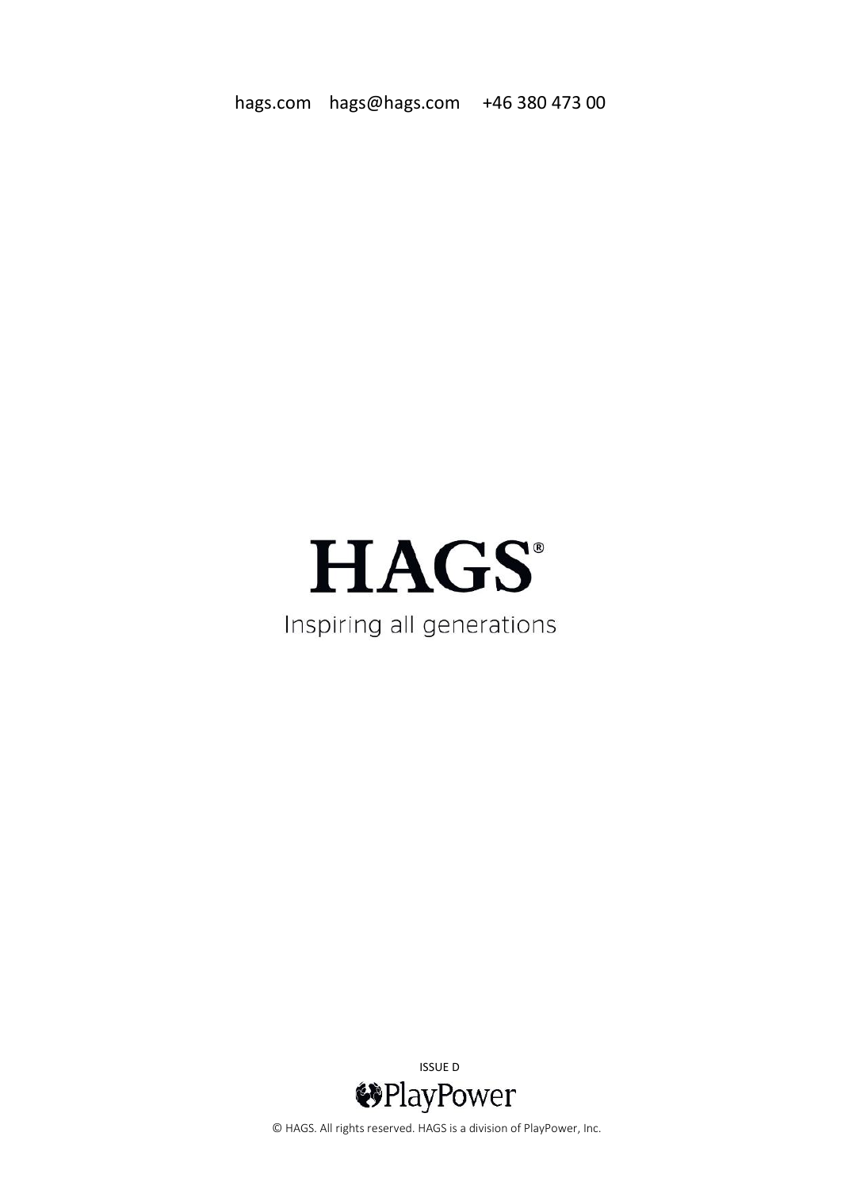hags.com hags@hags.com +46 380 473 00

# HAGS®

Inspiring all generations

ISSUE D

PlayPower

© HAGS. All rights reserved. HAGS is a division of PlayPower, Inc.